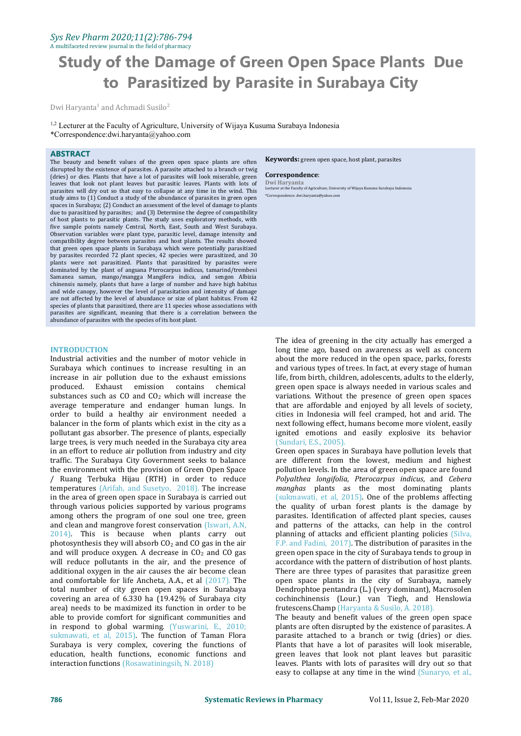# Study of the Damage of Green Open Space Plants Due to Parasitized by Parasite in Surabaya City

Dwi Haryanta[1] and Achmadi Susilo[2]

[1,2] Lecturer at the Faculty of Agriculture, University of Wijaya Kusuma Surabaya Indonesia
*Correspondence:dwi.haryanta@yahoo.com

## ABSTRACT

The beauty and benefit values of the green open space plants are often disrupted by the existence of parasites. A parasite attached to a branch or twig (dries) or dies. Plants that have a lot of parasites will look miserable, green leaves that look not plant leaves but parasitic leaves. Plants with lots of parasites will dry out so that easy to collapse at any time in the wind. This study aims to (1) Conduct a study of the abundance of parasites in green open spaces in Surabaya; (2) Conduct an assessment of the level of damage to plants due to parasitized by parasites; and (3) Determine the degree of compatibility of host plants to parasitic plants. The study uses exploratory methods, with five sample points namely Central, North, East, South and West Surabaya. Observation variables were plant type, parasitic level, damage intensity and compatibility degree between parasites and host plants. The results showed that green open space plants in Surabaya which were potentially parasitized by parasites recorded 72 plant species, 42 species were parasitized, and 30 plants were not parasitized. Plants that parasitized by parasites were dominated by the plant of angsana Pterocarpus indicus, tamarind/trembesi Samanea saman, mango/mangga Mangifera indica, and sengon Albizia chinensis namely, plants that have a large of number and have high habitus and wide canopy, however the level of parasitation and intensity of damage are not affected by the level of abundance or size of plant habitus. From 42 species of plants that parasitized, there are 11 species whose associations with parasites are significant, meaning that there is a correlation between the abundance of parasites with the species of its host plant.

**Keywords:** green open space, host plant, parasites

**Correspondence**:
**Dwi Haryanta**
Lecturer at the Faculty of Agriculture, University of Wijaya Kusuma Surabaya Indonesia
*Correspondence: dwi.haryanta@yahoo.com

## INTRODUCTION

Industrial activities and the number of motor vehicle in Surabaya which continues to increase resulting in an increase in air pollution due to the exhaust emissions produced. Exhaust emission contains chemical substances such as CO and $CO_2$ which will increase the average temperature and endanger human lungs. In order to build a healthy air environment needed a balancer in the form of plants which exist in the city as a pollutant gas absorber. The presence of plants, especially large trees, is very much needed in the Surabaya city area in an effort to reduce air pollution from industry and city traffic. The Surabaya City Government seeks to balance the environment with the provision of Green Open Space / Ruang Terbuka Hijau (RTH) in order to reduce temperatures (Arifah, and Susetyo, 2018). The increase in the area of green open space in Surabaya is carried out through various policies supported by various programs among others the program of one soul one tree, green and clean and mangrove forest conservation (Iswari, A.N, 2014). This is because when plants carry out photosynthesis they will absorb $CO_2$ and CO gas in the air and will produce oxygen. A decrease in $CO_2$ and CO gas will reduce pollutants in the air, and the presence of additional oxygen in the air causes the air become clean and comfortable for life Ancheta, A.A., et al (2017). The total number of city green open spaces in Surabaya covering an area of 6.330 ha (19.42% of Surabaya city area) needs to be maximized its function in order to be able to provide comfort for significant communities and in respond to global warming. (Yuswarini, E., 2010; sukmawati, et al, 2015). The function of Taman Flora Surabaya is very complex, covering the functions of education, health functions, economic functions and interaction functions (Rosawatiningsih, N. 2018)

The idea of greening in the city actually has emerged a long time ago, based on awareness as well as concern about the more reduced in the open space, parks, forests and various types of trees. In fact, at every stage of human life, from birth, children, adolescents, adults to the elderly, green open space is always needed in various scales and variations. Without the presence of green open spaces that are affordable and enjoyed by all levels of society, cities in Indonesia will feel cramped, hot and arid. The next following effect, humans become more violent, easily ignited emotions and easily explosive its behavior (Sundari, E.S., 2005).

Green open spaces in Surabaya have pollution levels that are different from the lowest, medium and highest pollution levels. In the area of green open space are found *Polyalthea longifolia, Pterocarpus indicus*, and *Cebera manghas* plants as the most dominating plants (sukmawati, et al, 2015). One of the problems affecting the quality of urban forest plants is the damage by parasites. Identification of affected plant species, causes and patterns of the attacks, can help in the control planning of attacks and efficient planting policies (Silva, F.P. and Fadini, 2017). The distribution of parasites in the green open space in the city of Surabaya tends to group in accordance with the pattern of distribution of host plants. There are three types of parasites that parasitize green open space plants in the city of Surabaya, namely Dendrophtoe pentandra (L.) (very dominant), Macrosolen cochinchinensis (Lour.) van Tiegh, and Henslowia frutescens.Champ (Haryanta & Susilo, A. 2018).

The beauty and benefit values of the green open space plants are often disrupted by the existence of parasites. A parasite attached to a branch or twig (dries) or dies. Plants that have a lot of parasites will look miserable, green leaves that look not plant leaves but parasitic leaves. Plants with lots of parasites will dry out so that easy to collapse at any time in the wind (Sunaryo, et al.,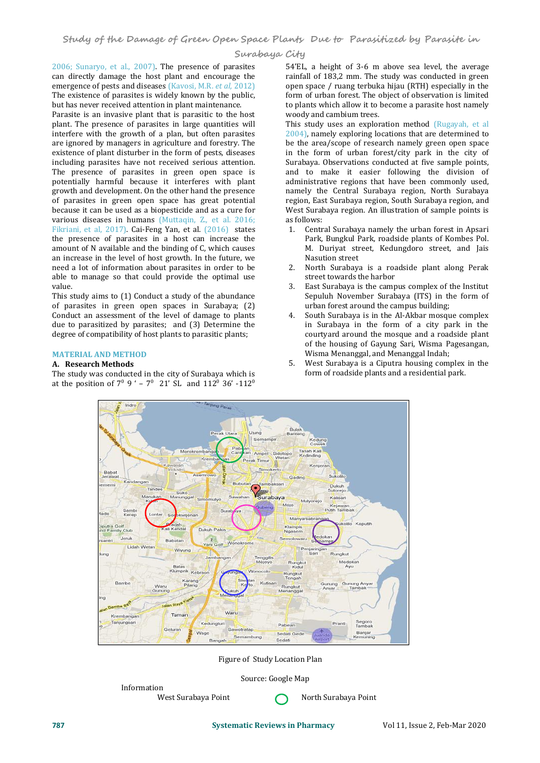2006; Sunaryo, et al., 2007). The presence of parasites can directly damage the host plant and encourage the emergence of pests and diseases (Kavosi, M.R. *et al,* 2012) The existence of parasites is widely known by the public, but has never received attention in plant maintenance.

Parasite is an invasive plant that is parasitic to the host plant. The presence of parasites in large quantities will interfere with the growth of a plan, but often parasites are ignored by managers in agriculture and forestry. The existence of plant disturber in the form of pests, diseases including parasites have not received serious attention. The presence of parasites in green open space is potentially harmful because it interferes with plant growth and development. On the other hand the presence of parasites in green open space has great potential because it can be used as a biopesticide and as a cure for various diseases in humans (Muttaqin, Z., et al. 2016; Fikriani, et al, 2017). Cai-Feng Yan, et al. (2016) states the presence of parasites in a host can increase the amount of N available and the binding of C, which causes an increase in the level of host growth. In the future, we need a lot of information about parasites in order to be able to manage so that could provide the optimal use value.

This study aims to (1) Conduct a study of the abundance of parasites in green open spaces in Surabaya; (2) Conduct an assessment of the level of damage to plants due to parasitized by parasites; and (3) Determine the degree of compatibility of host plants to parasitic plants;

## MATERIAL AND METHOD

### A. Research Methods

The study was conducted in the city of Surabaya which is at the position of $7^0$ 9 ' – $7^0$ 21' SL and $112^0$ 36' -$112^0$ 54'EL, a height of 3-6 m above sea level, the average rainfall of 183,2 mm. The study was conducted in green open space / ruang terbuka hijau (RTH) especially in the form of urban forest. The object of observation is limited to plants which allow it to become a parasite host namely woody and cambium trees.

This study uses an exploration method (Rugayah, et al 2004), namely exploring locations that are determined to be the area/scope of research namely green open space in the form of urban forest/city park in the city of Surabaya. Observations conducted at five sample points, and to make it easier following the division of administrative regions that have been commonly used, namely the Central Surabaya region, North Surabaya region, East Surabaya region, South Surabaya region, and West Surabaya region. An illustration of sample points is as follows:

1. Central Surabaya namely the urban forest in Apsari Park, Bungkul Park, roadside plants of Kombes Pol. M. Duriyat street, Kedungdoro street, and Jais Nasution street
2. North Surabaya is a roadside plant along Perak street towards the harbor
3. East Surabaya is the campus complex of the Institut Sepuluh November Surabaya (ITS) in the form of urban forest around the campus building;
4. South Surabaya is in the Al-Akbar mosque complex in Surabaya in the form of a city park in the courtyard around the mosque and a roadside plant of the housing of Gayung Sari, Wisma Pagesangan, Wisma Menanggal, and Menanggal Indah;
5. West Surabaya is a Ciputra housing complex in the form of roadside plants and a residential park.

Figure of Study Location Plan

Source: Google Map

Information

West Surabaya Point

North Surabaya Point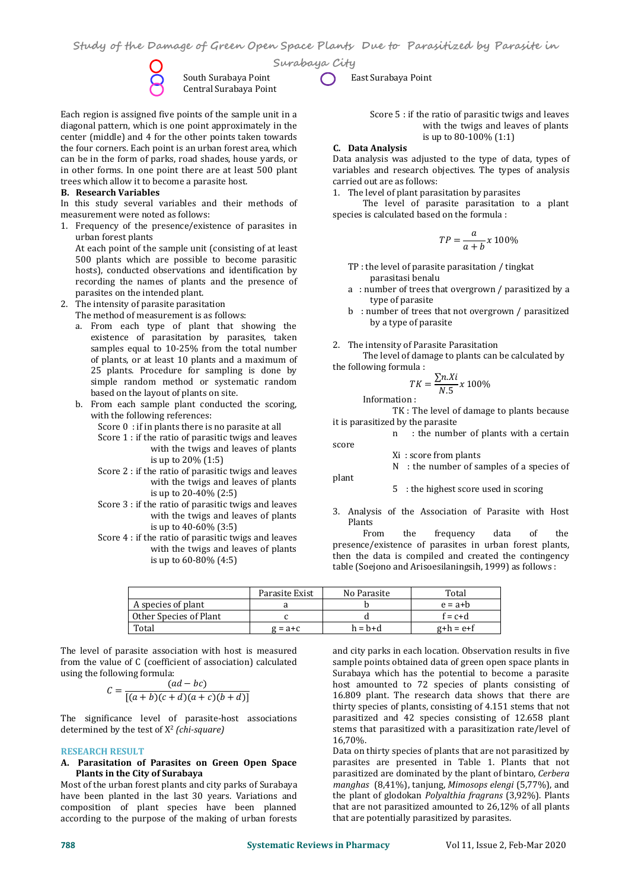South Surabaya Point

Central Surabaya Point

East Surabaya Point

Each region is assigned five points of the sample unit in a diagonal pattern, which is one point approximately in the center (middle) and 4 for the other points taken towards the four corners. Each point is an urban forest area, which can be in the form of parks, road shades, house yards, or in other forms. In one point there are at least 500 plant trees which allow it to become a parasite host.

**B. Research Variables**

In this study several variables and their methods of measurement were noted as follows:

1. Frequency of the presence/existence of parasites in urban forest plants

   At each point of the sample unit (consisting of at least 500 plants which are possible to become parasitic hosts), conducted observations and identification by recording the names of plants and the presence of parasites on the intended plant.

2. The intensity of parasite parasitation

   The method of measurement is as follows:

   a. From each type of plant that showing the existence of parasitation by parasites, taken samples equal to 10-25% from the total number of plants, or at least 10 plants and a maximum of 25 plants. Procedure for sampling is done by simple random method or systematic random based on the layout of plants on site.

   b. From each sample plant conducted the scoring, with the following references:

   Score 0 : if in plants there is no parasite at all

   Score 1 : if the ratio of parasitic twigs and leaves with the twigs and leaves of plants is up to 20% (1:5)

   Score 2 : if the ratio of parasitic twigs and leaves with the twigs and leaves of plants is up to 20-40% (2:5)

   Score 3 : if the ratio of parasitic twigs and leaves with the twigs and leaves of plants is up to 40-60% (3:5)

   Score 4 : if the ratio of parasitic twigs and leaves with the twigs and leaves of plants is up to 60-80% (4:5)

   Score 5 : if the ratio of parasitic twigs and leaves with the twigs and leaves of plants is up to 80-100% (1:1)

**C. Data Analysis**

Data analysis was adjusted to the type of data, types of variables and research objectives. The types of analysis carried out are as follows:

1. The level of plant parasitation by parasites

   The level of parasite parasitation to a plant species is calculated based on the formula :

$$TP = \frac{a}{a+b} x\ 100\%$$

TP : the level of parasite parasitation / tingkat parasitasi benalu

a : number of trees that overgrown / parasitized by a type of parasite

b : number of trees that not overgrown / parasitized by a type of parasite

2. The intensity of Parasite Parasitation

   The level of damage to plants can be calculated by the following formula :

$$TK = \frac{\sum n.Xi}{N.5} x\ 100\%$$

Information :

TK : The level of damage to plants because it is parasitized by the parasite

n : the number of plants with a certain score

Xi : score from plants

N : the number of samples of a species of plant

5 : the highest score used in scoring

3. Analysis of the Association of Parasite with Host Plants

   From the frequency data of the presence/existence of parasites in urban forest plants, then the data is compiled and created the contingency table (Soejono and Arisoesilaningsih, 1999) as follows :

| | Parasite Exist | No Parasite | Total |
|---|---|---|---|
| A species of plant | a | b | e = a+b |
| Other Species of Plant | c | d | f = c+d |
| Total | g = a+c | h = b+d | g+h = e+f |

The level of parasite association with host is measured from the value of C (coefficient of association) calculated using the following formula:

$$C = \frac{(ad - bc)}{[(a+b)(c+d)(a+c)(b+d)]}$$

The significance level of parasite-host associations determined by the test of $X^2$ *(chi-square)*

## RESEARCH RESULT

**A. Parasitation of Parasites on Green Open Space Plants in the City of Surabaya**

Most of the urban forest plants and city parks of Surabaya have been planted in the last 30 years. Variations and composition of plant species have been planned according to the purpose of the making of urban forests and city parks in each location. Observation results in five sample points obtained data of green open space plants in Surabaya which has the potential to become a parasite host amounted to 72 species of plants consisting of 16.809 plant. The research data shows that there are thirty species of plants, consisting of 4.151 stems that not parasitized and 42 species consisting of 12.658 plant stems that parasitized with a parasitization rate/level of 16,70%.

Data on thirty species of plants that are not parasitized by parasites are presented in Table 1. Plants that not parasitized are dominated by the plant of bintaro, *Cerbera manghas* (8,41%), tanjung, *Mimosops elengi* (5,77%), and the plant of glodokan *Polyalthia fragrans* (3,92%). Plants that are not parasitized amounted to 26,12% of all plants that are potentially parasitized by parasites.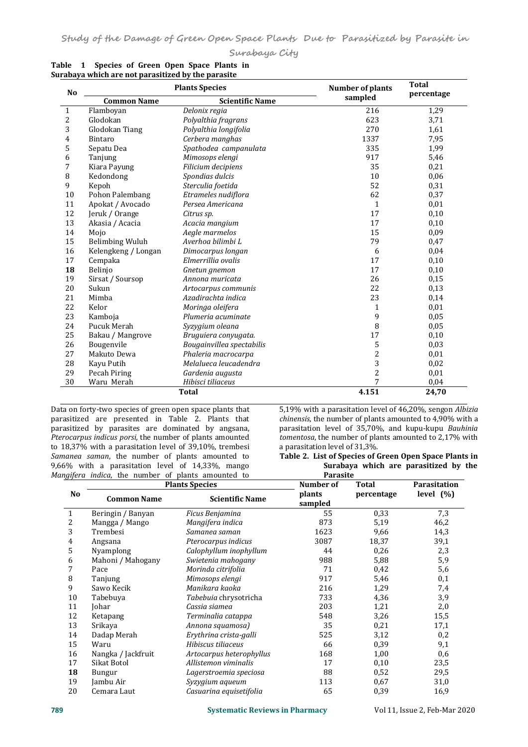**Table 1 Species of Green Open Space Plants in Surabaya which are not parasitized by the parasite**

| No | Plants Species | | Number of plants sampled | Total percentage |
|---|---|---|---|---|
| | Common Name | Scientific Name | | |
| 1 | Flamboyan | *Delonix regia* | 216 | 1,29 |
| 2 | Glodokan | *Polyalthia fragrans* | 623 | 3,71 |
| 3 | Glodokan Tiang | *Polyalthia longifolia* | 270 | 1,61 |
| 4 | Bintaro | *Cerbera manghas* | 1337 | 7,95 |
| 5 | Sepatu Dea | *Spathodea campanulata* | 335 | 1,99 |
| 6 | Tanjung | *Mimosops elengi* | 917 | 5,46 |
| 7 | Kiara Payung | *Filicium decipiens* | 35 | 0,21 |
| 8 | Kedondong | *Spondias dulcis* | 10 | 0,06 |
| 9 | Kepoh | *Sterculia foetida* | 52 | 0,31 |
| 10 | Pohon Palembang | *Etrameles nudiflora* | 62 | 0,37 |
| 11 | Apokat / Avocado | *Persea Americana* | 1 | 0,01 |
| 12 | Jeruk / Orange | *Citrus sp.* | 17 | 0,10 |
| 13 | Akasia / Acacia | *Acacia mangium* | 17 | 0,10 |
| 14 | Mojo | *Aegle marmelos* | 15 | 0,09 |
| 15 | Belimbing Wuluh | *Averhoa bilimbi L* | 79 | 0,47 |
| 16 | Kelengkeng / Longan | *Dimocarpus longan* | 6 | 0,04 |
| 17 | Cempaka | *Elmerrillia ovalis* | 17 | 0,10 |
| **18** | Belinjo | *Gnetun gnemon* | 17 | 0,10 |
| 19 | Sirsat / Soursop | *Annona muricata* | 26 | 0,15 |
| 20 | Sukun | *Artocarpus communis* | 22 | 0,13 |
| 21 | Mimba | *Azadirachta indica* | 23 | 0,14 |
| 22 | Kelor | *Moringa oleifera* | 1 | 0,01 |
| 23 | Kamboja | *Plumeria acuminate* | 9 | 0,05 |
| 24 | Pucuk Merah | *Syzygium oleana* | 8 | 0,05 |
| 25 | Bakau / Mangrove | *Bruguiera conyugata.* | 17 | 0,10 |
| 26 | Bougenvile | *Bougainvillea spectabilis* | 5 | 0,03 |
| 27 | Makuto Dewa | *Phaleria macrocarpa* | 2 | 0,01 |
| 28 | Kayu Putih | *Melalueca leucadendra* | 3 | 0,02 |
| 29 | Pecah Piring | *Gardenia augusta* | 2 | 0,01 |
| 30 | Waru Merah | *Hibisci tiliaceus* | 7 | 0,04 |
| | | **Total** | **4.151** | **24,70** |

Data on forty-two species of green open space plants that parasitized are presented in Table 2. Plants that parasitized by parasites are dominated by angsana, *Pterocarpus indicus porsi*, the number of plants amounted to 18,37% with a parasitation level of 39,10%, trembesi *Samanea saman*, the number of plants amounted to 9,66% with a parasitation level of 14,33%, mango *Mangifera indica*, the number of plants amounted to 5,19% with a parasitation level of 46,20%, sengon *Albizia chinensis*, the number of plants amounted to 4,90% with a parasitation level of 35,70%, and kupu-kupu *Bauhinia tomentosa*, the number of plants amounted to 2,17% with a parasitation level of 31,3%.

**Table 2. List of Species of Green Open Space Plants in Surabaya which are parasitized by the Parasite**

| No | Plants Species | | Number of plants sampled | Total percentage | Parasitation level (%) |
|---|---|---|---|---|---|
| | Common Name | Scientific Name | | | |
| 1 | Beringin / Banyan | *Ficus Benjamina* | 55 | 0,33 | 7,3 |
| 2 | Mangga / Mango | *Mangifera indica* | 873 | 5,19 | 46,2 |
| 3 | Trembesi | *Samanea saman* | 1623 | 9,66 | 14,3 |
| 4 | Angsana | *Pterocarpus indicus* | 3087 | 18,37 | 39,1 |
| 5 | Nyamplong | *Calophyllum inophyllum* | 44 | 0,26 | 2,3 |
| 6 | Mahoni / Mahogany | *Swietenia mahogany* | 988 | 5,88 | 5,9 |
| 7 | Pace | *Morinda citrifolia* | 71 | 0,42 | 5,6 |
| 8 | Tanjung | *Mimosops elengi* | 917 | 5,46 | 0,1 |
| 9 | Sawo Kecik | *Manikara kaoka* | 216 | 1,29 | 7,4 |
| 10 | Tabebuya | *Tabebuia* chrysotricha | 733 | 4,36 | 3,9 |
| 11 | Johar | *Cassia siamea* | 203 | 1,21 | 2,0 |
| 12 | Ketapang | *Terminalia catappa* | 548 | 3,26 | 15,5 |
| 13 | Srikaya | *Annona squamosa)* | 35 | 0,21 | 17,1 |
| 14 | Dadap Merah | *Erythrina crista-galli* | 525 | 3,12 | 0,2 |
| 15 | Waru | *Hibiscus tiliaceus* | 66 | 0,39 | 9,1 |
| 16 | Nangka / Jackfruit | *Artocarpus heterophyllus* | 168 | 1,00 | 0,6 |
| 17 | Sikat Botol | *Allistemon viminalis* | 17 | 0,10 | 23,5 |
| **18** | Bungur | *Lagerstroemia speciosa* | 88 | 0,52 | 29,5 |
| 19 | Jambu Air | *Syzygium aqueum* | 113 | 0,67 | 31,0 |
| 20 | Cemara Laut | *Casuarina equisetifolia* | 65 | 0,39 | 16,9 |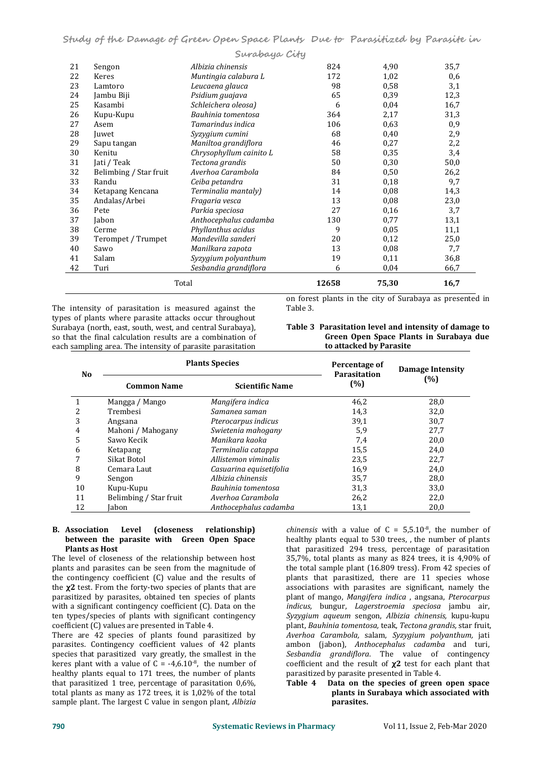| 21 | Sengon | *Albizia chinensis* | 824 | 4,90 | 35,7 |
|---|---|---|---|---|---|
| 22 | Keres | *Muntingia calabura L* | 172 | 1,02 | 0,6 |
| 23 | Lamtoro | *Leucaena glauca* | 98 | 0,58 | 3,1 |
| 24 | Jambu Biji | *Psidium guajava* | 65 | 0,39 | 12,3 |
| 25 | Kasambi | *Schleichera oleosa)* | 6 | 0,04 | 16,7 |
| 26 | Kupu-Kupu | *Bauhinia tomentosa* | 364 | 2,17 | 31,3 |
| 27 | Asem | *Tamarindus indica* | 106 | 0,63 | 0,9 |
| 28 | Juwet | *Syzygium cumini* | 68 | 0,40 | 2,9 |
| 29 | Sapu tangan | *Maniltoa grandiflora* | 46 | 0,27 | 2,2 |
| 30 | Kenitu | *Chrysophyllum cainito L* | 58 | 0,35 | 3,4 |
| 31 | Jati / Teak | *Tectona grandis* | 50 | 0,30 | 50,0 |
| 32 | Belimbing / Star fruit | *Averhoa Carambola* | 84 | 0,50 | 26,2 |
| 33 | Randu | *Ceiba petandra* | 31 | 0,18 | 9,7 |
| 34 | Ketapang Kencana | *Terminalia mantaly)* | 14 | 0,08 | 14,3 |
| 35 | Andalas/Arbei | *Fragaria vesca* | 13 | 0,08 | 23,0 |
| 36 | Pete | *Parkia speciosa* | 27 | 0,16 | 3,7 |
| 37 | Jabon | *Anthocephalus cadamba* | 130 | 0,77 | 13,1 |
| 38 | Cerme | *Phyllanthus acidus* | 9 | 0,05 | 11,1 |
| 39 | Terompet / Trumpet | *Mandevilla sanderi* | 20 | 0,12 | 25,0 |
| 40 | Sawo | *Manilkara zapota* | 13 | 0,08 | 7,7 |
| 41 | Salam | *Syzygium polyanthum* | 19 | 0,11 | 36,8 |
| 42 | Turi | *Sesbandia grandiflora* | 6 | 0,04 | 66,7 |
| | Total | | **12658** | **75,30** | **16,7** |

The intensity of parasitation is measured against the types of plants where parasite attacks occur throughout Surabaya (north, east, south, west, and central Surabaya), so that the final calculation results are a combination of each sampling area. The intensity of parasite parasitation on forest plants in the city of Surabaya as presented in Table 3.

**Table 3 Parasitation level and intensity of damage to Green Open Space Plants in Surabaya due to attacked by Parasite**

| No | Plants Species | | Percentage of Parasitation (%) | Damage Intensity (%) |
|---|---|---|---|---|
| | Common Name | Scientific Name | | |
| 1 | Mangga / Mango | *Mangifera indica* | 46,2 | 28,0 |
| 2 | Trembesi | *Samanea saman* | 14,3 | 32,0 |
| 3 | Angsana | *Pterocarpus indicus* | 39,1 | 30,7 |
| 4 | Mahoni / Mahogany | *Swietenia mahogany* | 5,9 | 27,7 |
| 5 | Sawo Kecik | *Manikara kaoka* | 7,4 | 20,0 |
| 6 | Ketapang | *Terminalia catappa* | 15,5 | 24,0 |
| 7 | Sikat Botol | *Allistemon viminalis* | 23,5 | 22,7 |
| 8 | Cemara Laut | *Casuarina equisetifolia* | 16,9 | 24,0 |
| 9 | Sengon | *Albizia chinensis* | 35,7 | 28,0 |
| 10 | Kupu-Kupu | *Bauhinia tomentosa* | 31,3 | 33,0 |
| 11 | Belimbing / Star fruit | *Averhoa Carambola* | 26,2 | 22,0 |
| 12 | Jabon | *Anthocephalus cadamba* | 13,1 | 20,0 |

**B. Association Level (closeness relationship) between the parasite with Green Open Space Plants as Host**

The level of closeness of the relationship between host plants and parasites can be seen from the magnitude of the contingency coefficient (C) value and the results of the **$\chi^2$** test. From the forty-two species of plants that are parasitized by parasites, obtained ten species of plants with a significant contingency coefficient (C). Data on the ten types/species of plants with significant contingency coefficient (C) values are presented in Table 4.

There are 42 species of plants found parasitized by parasites. Contingency coefficient values of 42 plants species that parasitized vary greatly, the smallest in the keres plant with a value of C = $-4{,}6.10^{-8}$, the number of healthy plants equal to 171 trees, the number of plants that parasitized 1 tree, percentage of parasitation 0,6%, total plants as many as 172 trees, it is 1,02% of the total sample plant. The largest C value in sengon plant, *Albizia chinensis* with a value of C = $5{,}5.10^{-8}$, the number of healthy plants equal to 530 trees, , the number of plants that parasitized 294 tress, percentage of parasitation 35,7%, total plants as many as 824 trees, it is 4,90% of the total sample plant (16.809 tress). From 42 species of plants that parasitized, there are 11 species whose associations with parasites are significant, namely the plant of mango, *Mangifera indica* , angsana, *Pterocarpus indicus,* bungur, *Lagerstroemia speciosa* jambu air, *Syzygium aqueum* sengon, *Albizia chinensis,* kupu-kupu plant, *Bauhinia tomentosa,* teak, *Tectona grandis,* star fruit, *Averhoa Carambola,* salam, *Syzygium polyanthum,* jati ambon (jabon), *Anthocephalus cadamba* and turi, *Sesbandia grandiflora*. The value of contingency coefficient and the result of **$\chi^2$** test for each plant that parasitized by parasite presented in Table 4.

**Table 4 Data on the species of green open space plants in Surabaya which associated with parasites.**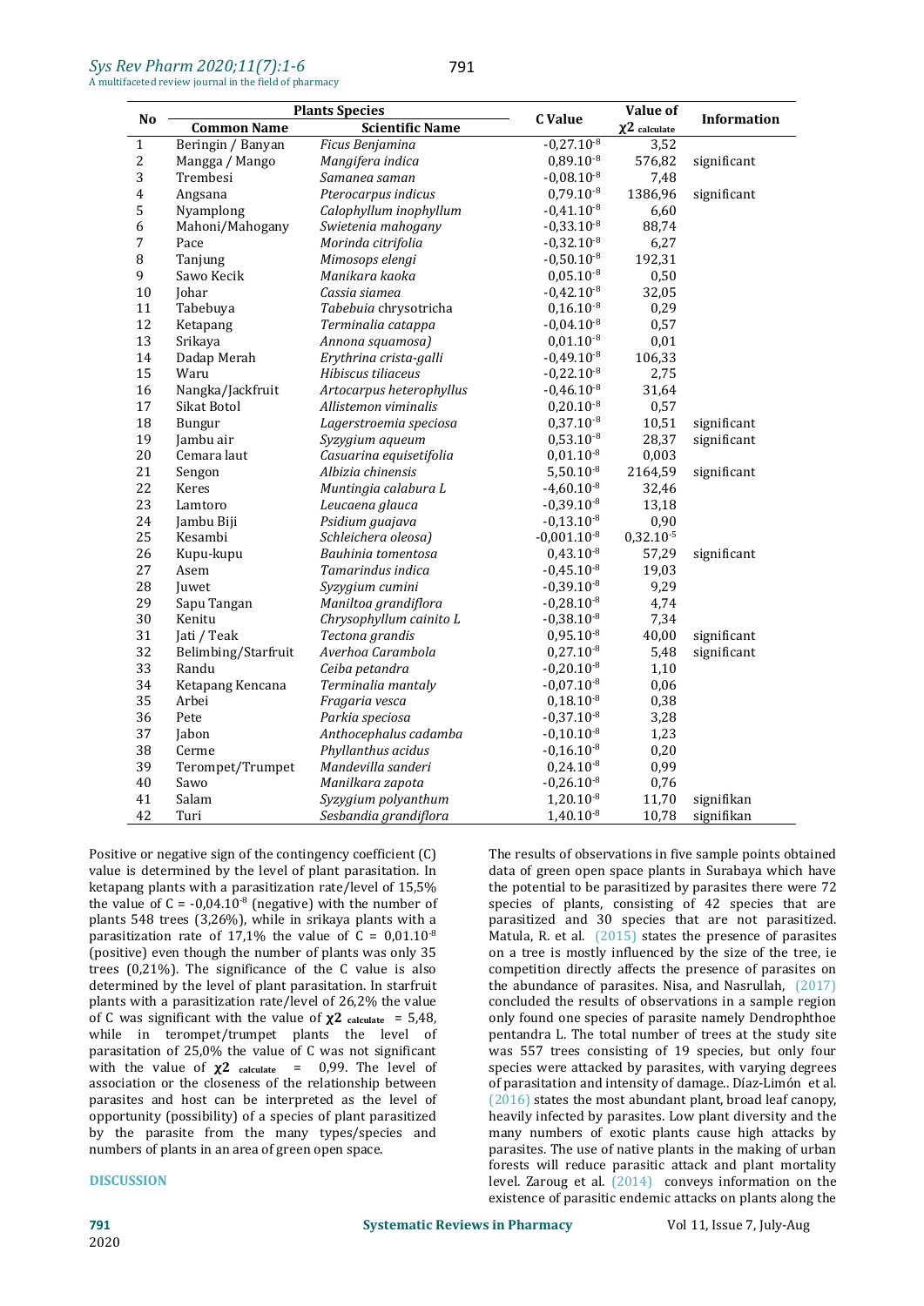| No | Plants Species | | C Value | Value of $\chi 2_{calculate}$ | Information |
|---|---|---|---|---|---|
| | Common Name | Scientific Name | | | |
| 1 | Beringin / Banyan | *Ficus Benjamina* | $-0{,}27.10^{-8}$ | 3,52 | |
| 2 | Mangga / Mango | *Mangifera indica* | $0{,}89.10^{-8}$ | 576,82 | significant |
| 3 | Trembesi | *Samanea saman* | $-0{,}08.10^{-8}$ | 7,48 | |
| 4 | Angsana | *Pterocarpus indicus* | $0{,}79.10^{-8}$ | 1386,96 | significant |
| 5 | Nyamplong | *Calophyllum inophyllum* | $-0{,}41.10^{-8}$ | 6,60 | |
| 6 | Mahoni/Mahogany | *Swietenia mahogany* | $-0{,}33.10^{-8}$ | 88,74 | |
| 7 | Pace | *Morinda citrifolia* | $-0{,}32.10^{-8}$ | 6,27 | |
| 8 | Tanjung | *Mimosops elengi* | $-0{,}50.10^{-8}$ | 192,31 | |
| 9 | Sawo Kecik | *Manikara kaoka* | $0{,}05.10^{-8}$ | 0,50 | |
| 10 | Johar | *Cassia siamea* | $-0{,}42.10^{-8}$ | 32,05 | |
| 11 | Tabebuya | *Tabebuia* chrysotricha | $0{,}16.10^{-8}$ | 0,29 | |
| 12 | Ketapang | *Terminalia catappa* | $-0{,}04.10^{-8}$ | 0,57 | |
| 13 | Srikaya | *Annona squamosa)* | $0{,}01.10^{-8}$ | 0,01 | |
| 14 | Dadap Merah | *Erythrina crista-galli* | $-0{,}49.10^{-8}$ | 106,33 | |
| 15 | Waru | *Hibiscus tiliaceus* | $-0{,}22.10^{-8}$ | 2,75 | |
| 16 | Nangka/Jackfruit | *Artocarpus heterophyllus* | $-0{,}46.10^{-8}$ | 31,64 | |
| 17 | Sikat Botol | *Allistemon viminalis* | $0{,}20.10^{-8}$ | 0,57 | |
| 18 | Bungur | *Lagerstroemia speciosa* | $0{,}37.10^{-8}$ | 10,51 | significant |
| 19 | Jambu air | *Syzygium aqueum* | $0{,}53.10^{-8}$ | 28,37 | significant |
| 20 | Cemara laut | *Casuarina equisetifolia* | $0{,}01.10^{-8}$ | 0,003 | |
| 21 | Sengon | *Albizia chinensis* | $5{,}50.10^{-8}$ | 2164,59 | significant |
| 22 | Keres | *Muntingia calabura L* | $-4{,}60.10^{-8}$ | 32,46 | |
| 23 | Lamtoro | *Leucaena glauca* | $-0{,}39.10^{-8}$ | 13,18 | |
| 24 | Jambu Biji | *Psidium guajava* | $-0{,}13.10^{-8}$ | 0,90 | |
| 25 | Kesambi | *Schleichera oleosa)* | $-0{,}001.10^{-8}$ | $0{,}32.10^{-5}$ | |
| 26 | Kupu-kupu | *Bauhinia tomentosa* | $0{,}43.10^{-8}$ | 57,29 | significant |
| 27 | Asem | *Tamarindus indica* | $-0{,}45.10^{-8}$ | 19,03 | |
| 28 | Juwet | *Syzygium cumini* | $-0{,}39.10^{-8}$ | 9,29 | |
| 29 | Sapu Tangan | *Maniltoa grandiflora* | $-0{,}28.10^{-8}$ | 4,74 | |
| 30 | Kenitu | *Chrysophyllum cainito L* | $-0{,}38.10^{-8}$ | 7,34 | |
| 31 | Jati / Teak | *Tectona grandis* | $0{,}95.10^{-8}$ | 40,00 | significant |
| 32 | Belimbing/Starfruit | *Averhoa Carambola* | $0{,}27.10^{-8}$ | 5,48 | significant |
| 33 | Randu | *Ceiba petandra* | $-0{,}20.10^{-8}$ | 1,10 | |
| 34 | Ketapang Kencana | *Terminalia mantaly* | $-0{,}07.10^{-8}$ | 0,06 | |
| 35 | Arbei | *Fragaria vesca* | $0{,}18.10^{-8}$ | 0,38 | |
| 36 | Pete | *Parkia speciosa* | $-0{,}37.10^{-8}$ | 3,28 | |
| 37 | Jabon | *Anthocephalus cadamba* | $-0{,}10.10^{-8}$ | 1,23 | |
| 38 | Cerme | *Phyllanthus acidus* | $-0{,}16.10^{-8}$ | 0,20 | |
| 39 | Terompet/Trumpet | *Mandevilla sanderi* | $0{,}24.10^{-8}$ | 0,99 | |
| 40 | Sawo | *Manilkara zapota* | $-0{,}26.10^{-8}$ | 0,76 | |
| 41 | Salam | *Syzygium polyanthum* | $1{,}20.10^{-8}$ | 11,70 | signifikan |
| 42 | Turi | *Sesbandia grandiflora* | $1{,}40.10^{-8}$ | 10,78 | signifikan |

Positive or negative sign of the contingency coefficient (C) value is determined by the level of plant parasitation. In ketapang plants with a parasitization rate/level of 15,5% the value of C = $-0{,}04.10^{-8}$ (negative) with the number of plants 548 trees (3,26%), while in srikaya plants with a parasitization rate of 17,1% the value of C = $0{,}01.10^{-8}$ (positive) even though the number of plants was only 35 trees (0,21%). The significance of the C value is also determined by the level of plant parasitation. In starfruit plants with a parasitization rate/level of 26,2% the value of C was significant with the value of $\chi 2_{calculate}$ = 5,48, while in terompet/trumpet plants the level of parasitation of 25,0% the value of C was not significant with the value of $\chi 2_{calculate}$ = 0,99. The level of association or the closeness of the relationship between parasites and host can be interpreted as the level of opportunity (possibility) of a species of plant parasitized by the parasite from the many types/species and numbers of plants in an area of green open space.

## DISCUSSION

The results of observations in five sample points obtained data of green open space plants in Surabaya which have the potential to be parasitized by parasites there were 72 species of plants, consisting of 42 species that are parasitized and 30 species that are not parasitized. Matula, R. et al. (2015) states the presence of parasites on a tree is mostly influenced by the size of the tree, ie competition directly affects the presence of parasites on the abundance of parasites. Nisa, and Nasrullah, (2017) concluded the results of observations in a sample region only found one species of parasite namely Dendrophthoe pentandra L. The total number of trees at the study site was 557 trees consisting of 19 species, but only four species were attacked by parasites, with varying degrees of parasitation and intensity of damage.. Díaz-Limón et al. (2016) states the most abundant plant, broad leaf canopy, heavily infected by parasites. Low plant diversity and the many numbers of exotic plants cause high attacks by parasites. The use of native plants in the making of urban forests will reduce parasitic attack and plant mortality level. Zaroug et al. (2014) conveys information on the existence of parasitic endemic attacks on plants along the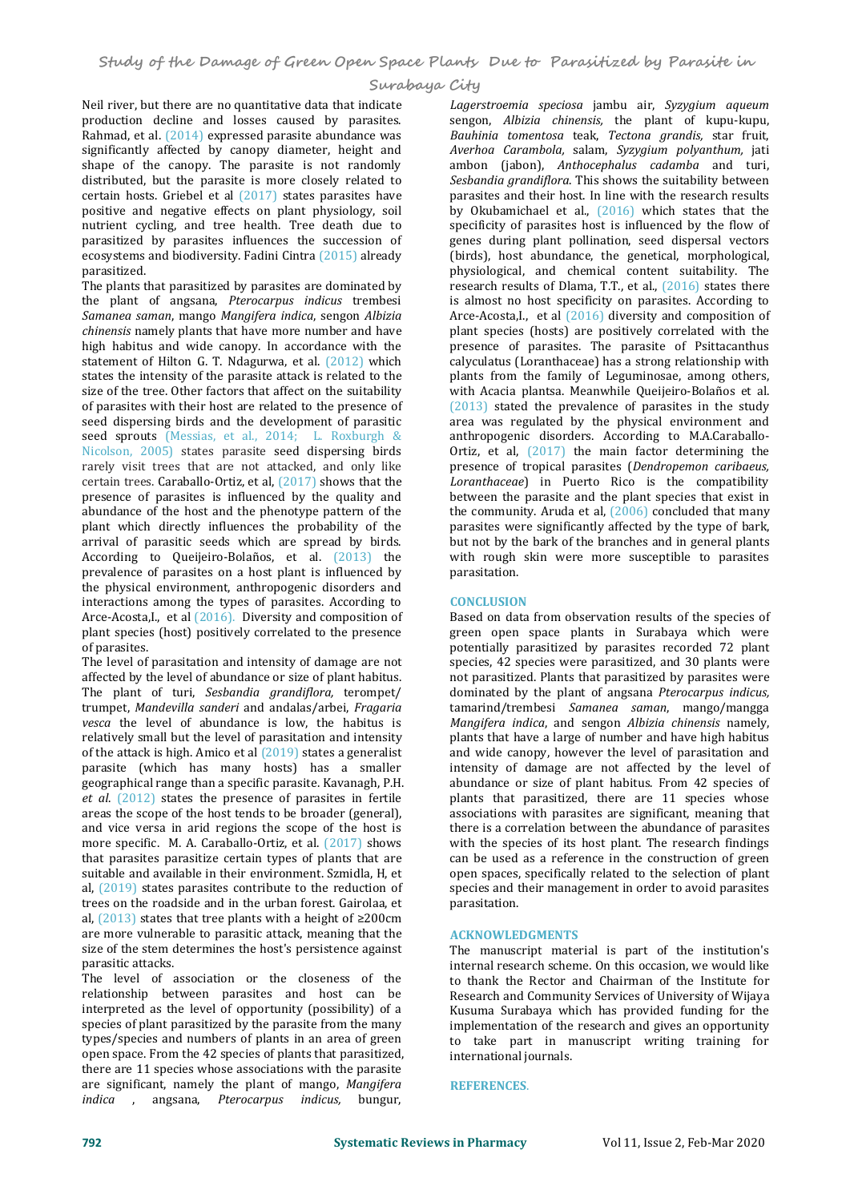Neil river, but there are no quantitative data that indicate production decline and losses caused by parasites. Rahmad, et al. (2014) expressed parasite abundance was significantly affected by canopy diameter, height and shape of the canopy. The parasite is not randomly distributed, but the parasite is more closely related to certain hosts. Griebel et al (2017) states parasites have positive and negative effects on plant physiology, soil nutrient cycling, and tree health. Tree death due to parasitized by parasites influences the succession of ecosystems and biodiversity. Fadini Cintra (2015) already parasitized.

The plants that parasitized by parasites are dominated by the plant of angsana, *Pterocarpus indicus* trembesi *Samanea saman*, mango *Mangifera indica*, sengon *Albizia chinensis* namely plants that have more number and have high habitus and wide canopy. In accordance with the statement of Hilton G. T. Ndagurwa, et al. (2012) which states the intensity of the parasite attack is related to the size of the tree. Other factors that affect on the suitability of parasites with their host are related to the presence of seed dispersing birds and the development of parasitic seed sprouts (Messias, et al., 2014; L. Roxburgh & Nicolson, 2005) states parasite seed dispersing birds rarely visit trees that are not attacked, and only like certain trees. Caraballo-Ortiz, et al, (2017) shows that the presence of parasites is influenced by the quality and abundance of the host and the phenotype pattern of the plant which directly influences the probability of the arrival of parasitic seeds which are spread by birds. According to Queijeiro-Bolaños, et al. (2013) the prevalence of parasites on a host plant is influenced by the physical environment, anthropogenic disorders and interactions among the types of parasites. According to Arce-Acosta,I., et al (2016). Diversity and composition of plant species (host) positively correlated to the presence of parasites.

The level of parasitation and intensity of damage are not affected by the level of abundance or size of plant habitus. The plant of turi, *Sesbandia grandiflora,* terompet/ trumpet, *Mandevilla sanderi* and andalas/arbei, *Fragaria vesca* the level of abundance is low, the habitus is relatively small but the level of parasitation and intensity of the attack is high. Amico et al (2019) states a generalist parasite (which has many hosts) has a smaller geographical range than a specific parasite. Kavanagh, P.H. *et al*. (2012) states the presence of parasites in fertile areas the scope of the host tends to be broader (general), and vice versa in arid regions the scope of the host is more specific. M. A. Caraballo-Ortiz, et al. (2017) shows that parasites parasitize certain types of plants that are suitable and available in their environment. Szmidla, H, et al, (2019) states parasites contribute to the reduction of trees on the roadside and in the urban forest. Gairolaa, et al, (2013) states that tree plants with a height of ≥200cm are more vulnerable to parasitic attack, meaning that the size of the stem determines the host's persistence against parasitic attacks.

The level of association or the closeness of the relationship between parasites and host can be interpreted as the level of opportunity (possibility) of a species of plant parasitized by the parasite from the many types/species and numbers of plants in an area of green open space. From the 42 species of plants that parasitized, there are 11 species whose associations with the parasite are significant, namely the plant of mango, *Mangifera indica* , angsana, *Pterocarpus indicus,* bungur, *Lagerstroemia speciosa* jambu air, *Syzygium aqueum* sengon, *Albizia chinensis,* the plant of kupu-kupu, *Bauhinia tomentosa* teak, *Tectona grandis,* star fruit, *Averhoa Carambola,* salam, *Syzygium polyanthum,* jati ambon (jabon), *Anthocephalus cadamba* and turi, *Sesbandia grandiflora*. This shows the suitability between parasites and their host. In line with the research results by Okubamichael et al., (2016) which states that the specificity of parasites host is influenced by the flow of genes during plant pollination, seed dispersal vectors (birds), host abundance, the genetical, morphological, physiological, and chemical content suitability. The research results of Dlama, T.T., et al., (2016) states there is almost no host specificity on parasites. According to Arce-Acosta,I., et al (2016) diversity and composition of plant species (hosts) are positively correlated with the presence of parasites. The parasite of Psittacanthus calyculatus (Loranthaceae) has a strong relationship with plants from the family of Leguminosae, among others, with Acacia plantsa. Meanwhile Queijeiro-Bolaños et al. (2013) stated the prevalence of parasites in the study area was regulated by the physical environment and anthropogenic disorders. According to M.A.Caraballo-Ortiz, et al, (2017) the main factor determining the presence of tropical parasites (*Dendropemon caribaeus, Loranthaceae*) in Puerto Rico is the compatibility between the parasite and the plant species that exist in the community. Aruda et al, (2006) concluded that many parasites were significantly affected by the type of bark, but not by the bark of the branches and in general plants with rough skin were more susceptible to parasites parasitation.

## CONCLUSION

Based on data from observation results of the species of green open space plants in Surabaya which were potentially parasitized by parasites recorded 72 plant species, 42 species were parasitized, and 30 plants were not parasitized. Plants that parasitized by parasites were dominated by the plant of angsana *Pterocarpus indicus,* tamarind/trembesi *Samanea saman*, mango/mangga *Mangifera indica*, and sengon *Albizia chinensis* namely, plants that have a large of number and have high habitus and wide canopy, however the level of parasitation and intensity of damage are not affected by the level of abundance or size of plant habitus. From 42 species of plants that parasitized, there are 11 species whose associations with parasites are significant, meaning that there is a correlation between the abundance of parasites with the species of its host plant. The research findings can be used as a reference in the construction of green open spaces, specifically related to the selection of plant species and their management in order to avoid parasites parasitation.

## ACKNOWLEDGMENTS

The manuscript material is part of the institution's internal research scheme. On this occasion, we would like to thank the Rector and Chairman of the Institute for Research and Community Services of University of Wijaya Kusuma Surabaya which has provided funding for the implementation of the research and gives an opportunity to take part in manuscript writing training for international journals.

## REFERENCES.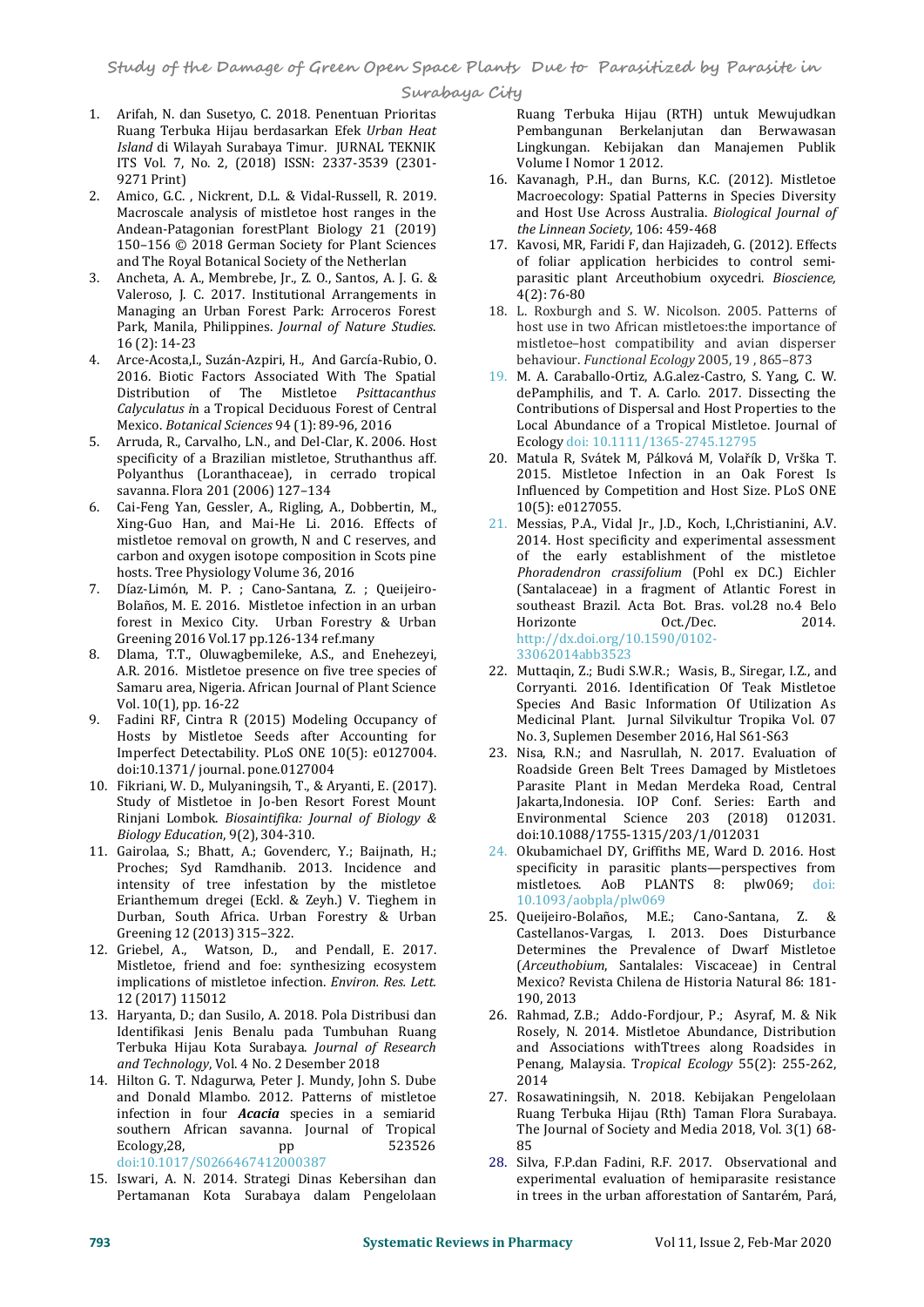1. Arifah, N. dan Susetyo, C. 2018. Penentuan Prioritas Ruang Terbuka Hijau berdasarkan Efek *Urban Heat Island* di Wilayah Surabaya Timur. JURNAL TEKNIK ITS Vol. 7, No. 2, (2018) ISSN: 2337-3539 (2301-9271 Print)
2. Amico, G.C. , Nickrent, D.L. & Vidal-Russell, R. 2019. Macroscale analysis of mistletoe host ranges in the Andean-Patagonian forestPlant Biology 21 (2019) 150–156 © 2018 German Society for Plant Sciences and The Royal Botanical Society of the Netherlan
3. Ancheta, A. A., Membrebe, Jr., Z. O., Santos, A. J. G. & Valeroso, J. C. 2017. Institutional Arrangements in Managing an Urban Forest Park: Arroceros Forest Park, Manila, Philippines. *Journal of Nature Studies*. 16 (2): 14-23
4. Arce-Acosta,I., Suzán-Azpiri, H., And García-Rubio, O. 2016. Biotic Factors Associated With The Spatial Distribution of The Mistletoe *Psittacanthus Calyculatus i*n a Tropical Deciduous Forest of Central Mexico. *Botanical Sciences* 94 (1): 89-96, 2016
5. Arruda, R., Carvalho, L.N., and Del-Clar, K. 2006. Host specificity of a Brazilian mistletoe, Struthanthus aff. Polyanthus (Loranthaceae), in cerrado tropical savanna. Flora 201 (2006) 127–134
6. Cai-Feng Yan, Gessler, A., Rigling, A., Dobbertin, M., Xing-Guo Han, and Mai-He Li. 2016. Effects of mistletoe removal on growth, N and C reserves, and carbon and oxygen isotope composition in Scots pine hosts. Tree Physiology Volume 36, 2016
7. Díaz-Limón, M. P. ; Cano-Santana, Z. ; Queijeiro-Bolaños, M. E. 2016. Mistletoe infection in an urban forest in Mexico City. Urban Forestry & Urban Greening 2016 Vol.17 pp.126-134 ref.many
8. Dlama, T.T., Oluwagbemileke, A.S., and Enehezeyi, A.R. 2016. Mistletoe presence on five tree species of Samaru area, Nigeria. African Journal of Plant Science Vol. 10(1), pp. 16-22
9. Fadini RF, Cintra R (2015) Modeling Occupancy of Hosts by Mistletoe Seeds after Accounting for Imperfect Detectability. PLoS ONE 10(5): e0127004. doi:10.1371/ journal. pone.0127004
10. Fikriani, W. D., Mulyaningsih, T., & Aryanti, E. (2017). Study of Mistletoe in Jo-ben Resort Forest Mount Rinjani Lombok. *Biosaintifika: Journal of Biology & Biology Education*, 9(2), 304-310.
11. Gairolaa, S.; Bhatt, A.; Govenderc, Y.; Baijnath, H.; Proches; Syd Ramdhanib. 2013. Incidence and intensity of tree infestation by the mistletoe Erianthemum dregei (Eckl. & Zeyh.) V. Tieghem in Durban, South Africa. Urban Forestry & Urban Greening 12 (2013) 315–322.
12. Griebel, A., Watson, D., and Pendall, E. 2017. Mistletoe, friend and foe: synthesizing ecosystem implications of mistletoe infection. *Environ. Res. Lett.* 12 (2017) 115012
13. Haryanta, D.; dan Susilo, A. 2018. Pola Distribusi dan Identifikasi Jenis Benalu pada Tumbuhan Ruang Terbuka Hijau Kota Surabaya. *Journal of Research and Technology*, Vol. 4 No. 2 Desember 2018
14. Hilton G. T. Ndagurwa, Peter J. Mundy, John S. Dube and Donald Mlambo. 2012. Patterns of mistletoe infection in four ***Acacia*** species in a semiarid southern African savanna. Journal of Tropical Ecology,28, pp 523526 doi:10.1017/S0266467412000387
15. Iswari, A. N. 2014. Strategi Dinas Kebersihan dan Pertamanan Kota Surabaya dalam Pengelolaan Ruang Terbuka Hijau (RTH) untuk Mewujudkan Pembangunan Berkelanjutan dan Berwawasan Lingkungan. Kebijakan dan Manajemen Publik Volume I Nomor 1 2012.
16. Kavanagh, P.H., dan Burns, K.C. (2012). Mistletoe Macroecology: Spatial Patterns in Species Diversity and Host Use Across Australia. *Biological Journal of the Linnean Society*, 106: 459-468
17. Kavosi, MR, Faridi F, dan Hajizadeh, G. (2012). Effects of foliar application herbicides to control semi-parasitic plant Arceuthobium oxycedri. *Bioscience,* 4(2): 76-80
18. L. Roxburgh and S. W. Nicolson. 2005. Patterns of host use in two African mistletoes:the importance of mistletoe–host compatibility and avian disperser behaviour. *Functional Ecology* 2005, 19 , 865–873
19. M. A. Caraballo-Ortiz, A.G.alez-Castro, S. Yang, C. W. dePamphilis, and T. A. Carlo. 2017. Dissecting the Contributions of Dispersal and Host Properties to the Local Abundance of a Tropical Mistletoe. Journal of Ecology doi: 10.1111/1365-2745.12795
20. Matula R, Svátek M, Pálková M, Volařík D, Vrška T. 2015. Mistletoe Infection in an Oak Forest Is Influenced by Competition and Host Size. PLoS ONE 10(5): e0127055.
21. Messias, P.A., Vidal Jr., J.D., Koch, I.,Christianini, A.V. 2014. Host specificity and experimental assessment of the early establishment of the mistletoe *Phoradendron crassifolium* (Pohl ex DC.) Eichler (Santalaceae) in a fragment of Atlantic Forest in southeast Brazil. Acta Bot. Bras. vol.28 no.4 Belo Horizonte Oct./Dec. 2014. http://dx.doi.org/10.1590/0102-33062014abb3523
22. Muttaqin, Z.; Budi S.W.R.; Wasis, B., Siregar, I.Z., and Corryanti. 2016. Identification Of Teak Mistletoe Species And Basic Information Of Utilization As Medicinal Plant. Jurnal Silvikultur Tropika Vol. 07 No. 3, Suplemen Desember 2016, Hal S61-S63
23. Nisa, R.N.; and Nasrullah, N. 2017. Evaluation of Roadside Green Belt Trees Damaged by Mistletoes Parasite Plant in Medan Merdeka Road, Central Jakarta,Indonesia. IOP Conf. Series: Earth and Environmental Science 203 (2018) 012031. doi:10.1088/1755-1315/203/1/012031
24. Okubamichael DY, Griffiths ME, Ward D. 2016. Host specificity in parasitic plants—perspectives from mistletoes. AoB PLANTS 8: plw069; doi: 10.1093/aobpla/plw069
25. Queijeiro-Bolaños, M.E.; Cano-Santana, Z. & Castellanos-Vargas, I. 2013. Does Disturbance Determines the Prevalence of Dwarf Mistletoe (*Arceuthobium*, Santalales: Viscaceae) in Central Mexico? Revista Chilena de Historia Natural 86: 181-190, 2013
26. Rahmad, Z.B.; Addo-Fordjour, P.; Asyraf, M. & Nik Rosely, N. 2014. Mistletoe Abundance, Distribution and Associations withTtrees along Roadsides in Penang, Malaysia. T*ropical Ecology* 55(2): 255-262, 2014
27. Rosawatiningsih, N. 2018. Kebijakan Pengelolaan Ruang Terbuka Hijau (Rth) Taman Flora Surabaya. The Journal of Society and Media 2018, Vol. 3(1) 68-85
28. Silva, F.P.dan Fadini, R.F. 2017. Observational and experimental evaluation of hemiparasite resistance in trees in the urban afforestation of Santarém, Pará,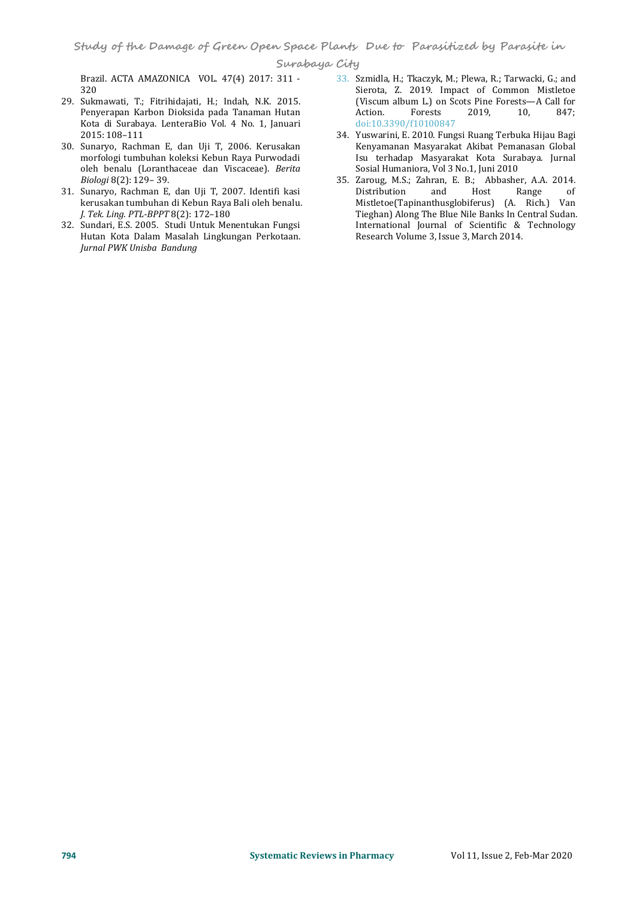Brazil. ACTA AMAZONICA VOL. 47(4) 2017: 311 - 320

29. Sukmawati, T.; Fitrihidajati, H.; Indah, N.K. 2015. Penyerapan Karbon Dioksida pada Tanaman Hutan Kota di Surabaya. LenteraBio Vol. 4 No. 1, Januari 2015: 108–111
30. Sunaryo, Rachman E, dan Uji T, 2006. Kerusakan morfologi tumbuhan koleksi Kebun Raya Purwodadi oleh benalu (Loranthaceae dan Viscaceae). *Berita Biologi* 8(2): 129– 39.
31. Sunaryo, Rachman E, dan Uji T, 2007. Identifi kasi kerusakan tumbuhan di Kebun Raya Bali oleh benalu. *J. Tek. Ling. PTL-BPPT* 8(2): 172–180
32. Sundari, E.S. 2005. Studi Untuk Menentukan Fungsi Hutan Kota Dalam Masalah Lingkungan Perkotaan. *Jurnal PWK Unisba Bandung*
33. Szmidla, H.; Tkaczyk, M.; Plewa, R.; Tarwacki, G.; and Sierota, Z. 2019. Impact of Common Mistletoe (Viscum album L.) on Scots Pine Forests—A Call for Action. Forests 2019, 10, 847; doi:10.3390/f10100847
34. Yuswarini, E. 2010. Fungsi Ruang Terbuka Hijau Bagi Kenyamanan Masyarakat Akibat Pemanasan Global Isu terhadap Masyarakat Kota Surabaya. Jurnal Sosial Humaniora, Vol 3 No.1, Juni 2010
35. Zaroug, M.S.; Zahran, E. B.; Abbasher, A.A. 2014. Distribution and Host Range of Mistletoe(Tapinanthusglobiferus) (A. Rich.) Van Tieghan) Along The Blue Nile Banks In Central Sudan. International Journal of Scientific & Technology Research Volume 3, Issue 3, March 2014.